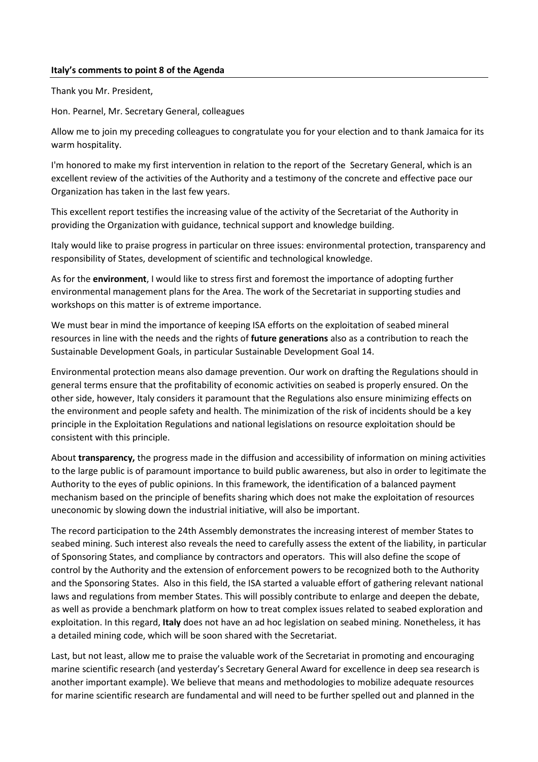**Italy's comments to point 8 of the Agenda**

Thank you Mr. President,

Hon. Pearnel, Mr. Secretary General, colleagues

Allow me to join my preceding colleagues to congratulate you for your election and to thank Jamaica for its warm hospitality.

I'm honored to make my first intervention in relation to the report of the Secretary General, which is an excellent review of the activities of the Authority and a testimony of the concrete and effective pace our Organization has taken in the last few years.

This excellent report testifies the increasing value of the activity of the Secretariat of the Authority in providing the Organization with guidance, technical support and knowledge building.

Italy would like to praise progress in particular on three issues: environmental protection, transparency and responsibility of States, development of scientific and technological knowledge.

As for the **environment**, I would like to stress first and foremost the importance of adopting further environmental management plans for the Area. The work of the Secretariat in supporting studies and workshops on this matter is of extreme importance.

We must bear in mind the importance of keeping ISA efforts on the exploitation of seabed mineral resources in line with the needs and the rights of **future generations** also as a contribution to reach the Sustainable Development Goals, in particular Sustainable Development Goal 14.

Environmental protection means also damage prevention. Our work on drafting the Regulations should in general terms ensure that the profitability of economic activities on seabed is properly ensured. On the other side, however, Italy considers it paramount that the Regulations also ensure minimizing effects on the environment and people safety and health. The minimization of the risk of incidents should be a key principle in the Exploitation Regulations and national legislations on resource exploitation should be consistent with this principle.

About **transparency,** the progress made in the diffusion and accessibility of information on mining activities to the large public is of paramount importance to build public awareness, but also in order to legitimate the Authority to the eyes of public opinions. In this framework, the identification of a balanced payment mechanism based on the principle of benefits sharing which does not make the exploitation of resources uneconomic by slowing down the industrial initiative, will also be important.

The record participation to the 24th Assembly demonstrates the increasing interest of member States to seabed mining. Such interest also reveals the need to carefully assess the extent of the liability, in particular of Sponsoring States, and compliance by contractors and operators. This will also define the scope of control by the Authority and the extension of enforcement powers to be recognized both to the Authority and the Sponsoring States. Also in this field, the ISA started a valuable effort of gathering relevant national laws and regulations from member States. This will possibly contribute to enlarge and deepen the debate, as well as provide a benchmark platform on how to treat complex issues related to seabed exploration and exploitation. In this regard, **Italy** does not have an ad hoc legislation on seabed mining. Nonetheless, it has a detailed mining code, which will be soon shared with the Secretariat.

Last, but not least, allow me to praise the valuable work of the Secretariat in promoting and encouraging marine scientific research (and yesterday's Secretary General Award for excellence in deep sea research is another important example). We believe that means and methodologies to mobilize adequate resources for marine scientific research are fundamental and will need to be further spelled out and planned in the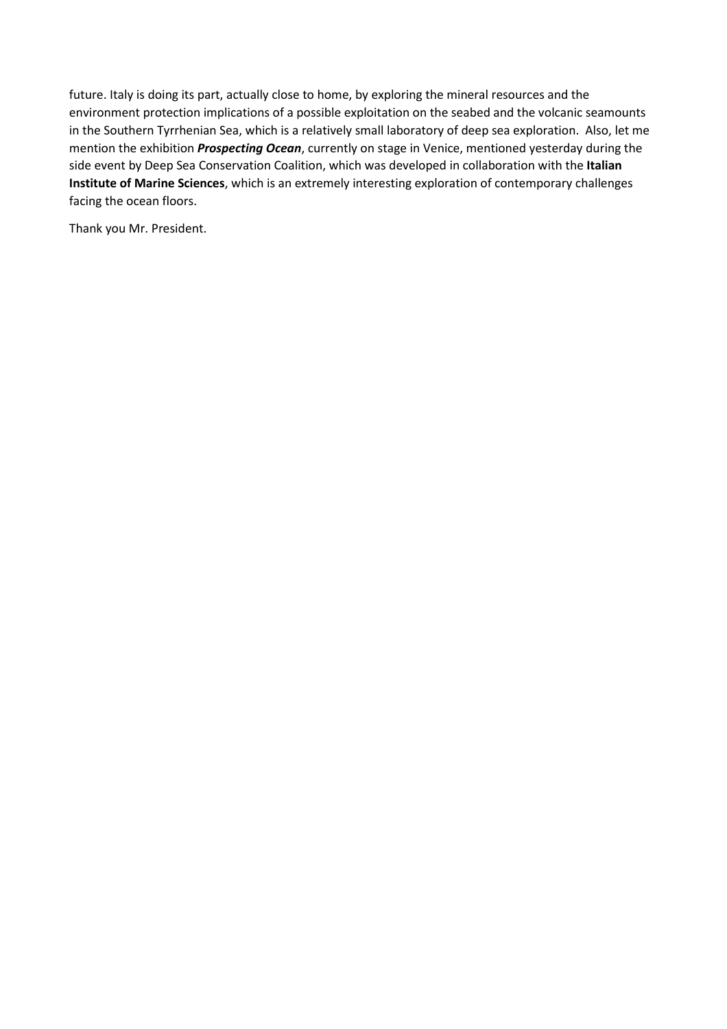future. Italy is doing its part, actually close to home, by exploring the mineral resources and the environment protection implications of a possible exploitation on the seabed and the volcanic seamounts in the Southern Tyrrhenian Sea, which is a relatively small laboratory of deep sea exploration. Also, let me mention the exhibition ***Prospecting Ocean***, currently on stage in Venice, mentioned yesterday during the side event by Deep Sea Conservation Coalition, which was developed in collaboration with the **Italian Institute of Marine Sciences**, which is an extremely interesting exploration of contemporary challenges facing the ocean floors.

Thank you Mr. President.